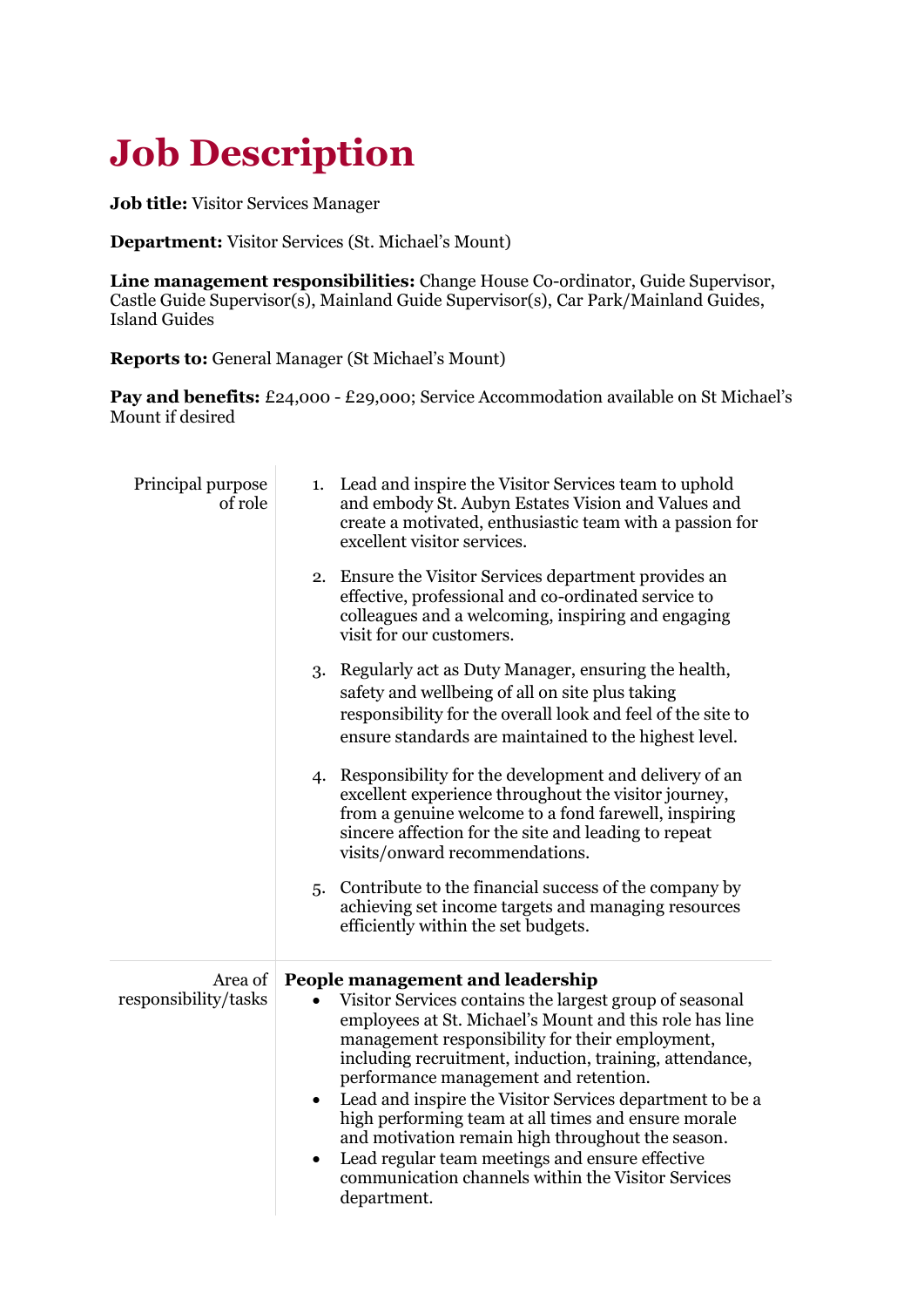# Job Description

**Job title:** Visitor Services Manager

**Department:** Visitor Services (St. Michael's Mount)

**Line management responsibilities:** Change House Co-ordinator, Guide Supervisor, Castle Guide Supervisor(s), Mainland Guide Supervisor(s), Car Park/Mainland Guides, Island Guides

**Reports to:** General Manager (St Michael's Mount)

**Pay and benefits:** £24,000 - £29,000; Service Accommodation available on St Michael's Mount if desired

| | |
|---|---|
| Principal purpose of role | 1. Lead and inspire the Visitor Services team to uphold and embody St. Aubyn Estates Vision and Values and create a motivated, enthusiastic team with a passion for excellent visitor services.<br><br>2. Ensure the Visitor Services department provides an effective, professional and co-ordinated service to colleagues and a welcoming, inspiring and engaging visit for our customers.<br><br>3. Regularly act as Duty Manager, ensuring the health, safety and wellbeing of all on site plus taking responsibility for the overall look and feel of the site to ensure standards are maintained to the highest level.<br><br>4. Responsibility for the development and delivery of an excellent experience throughout the visitor journey, from a genuine welcome to a fond farewell, inspiring sincere affection for the site and leading to repeat visits/onward recommendations.<br><br>5. Contribute to the financial success of the company by achieving set income targets and managing resources efficiently within the set budgets. |
| Area of responsibility/tasks | **People management and leadership**<br>• Visitor Services contains the largest group of seasonal employees at St. Michael's Mount and this role has line management responsibility for their employment, including recruitment, induction, training, attendance, performance management and retention.<br>• Lead and inspire the Visitor Services department to be a high performing team at all times and ensure morale and motivation remain high throughout the season.<br>• Lead regular team meetings and ensure effective communication channels within the Visitor Services department. |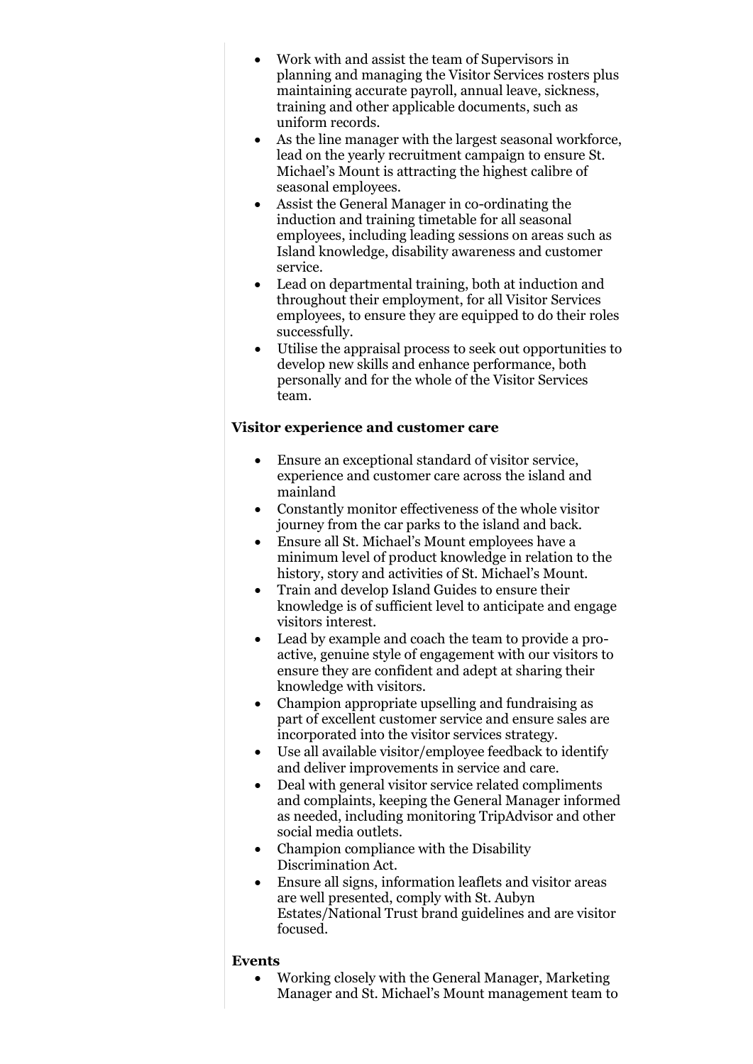- Work with and assist the team of Supervisors in planning and managing the Visitor Services rosters plus maintaining accurate payroll, annual leave, sickness, training and other applicable documents, such as uniform records.
- As the line manager with the largest seasonal workforce, lead on the yearly recruitment campaign to ensure St. Michael's Mount is attracting the highest calibre of seasonal employees.
- Assist the General Manager in co-ordinating the induction and training timetable for all seasonal employees, including leading sessions on areas such as Island knowledge, disability awareness and customer service.
- Lead on departmental training, both at induction and throughout their employment, for all Visitor Services employees, to ensure they are equipped to do their roles successfully.
- Utilise the appraisal process to seek out opportunities to develop new skills and enhance performance, both personally and for the whole of the Visitor Services team.

**Visitor experience and customer care**

- Ensure an exceptional standard of visitor service, experience and customer care across the island and mainland
- Constantly monitor effectiveness of the whole visitor journey from the car parks to the island and back.
- Ensure all St. Michael's Mount employees have a minimum level of product knowledge in relation to the history, story and activities of St. Michael's Mount.
- Train and develop Island Guides to ensure their knowledge is of sufficient level to anticipate and engage visitors interest.
- Lead by example and coach the team to provide a pro-active, genuine style of engagement with our visitors to ensure they are confident and adept at sharing their knowledge with visitors.
- Champion appropriate upselling and fundraising as part of excellent customer service and ensure sales are incorporated into the visitor services strategy.
- Use all available visitor/employee feedback to identify and deliver improvements in service and care.
- Deal with general visitor service related compliments and complaints, keeping the General Manager informed as needed, including monitoring TripAdvisor and other social media outlets.
- Champion compliance with the Disability Discrimination Act.
- Ensure all signs, information leaflets and visitor areas are well presented, comply with St. Aubyn Estates/National Trust brand guidelines and are visitor focused.

**Events**

- Working closely with the General Manager, Marketing Manager and St. Michael's Mount management team to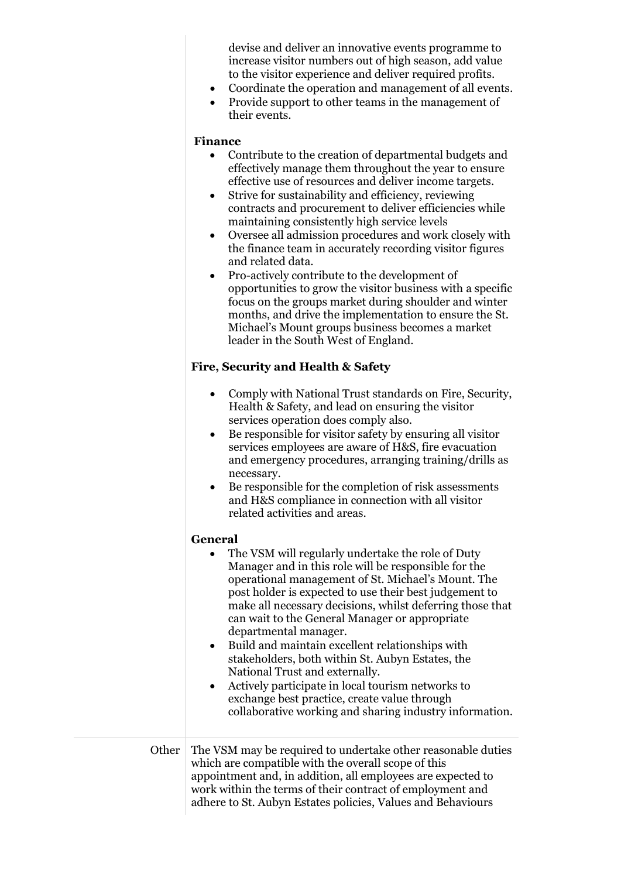devise and deliver an innovative events programme to increase visitor numbers out of high season, add value to the visitor experience and deliver required profits.

- Coordinate the operation and management of all events.
- Provide support to other teams in the management of their events.

**Finance**

- Contribute to the creation of departmental budgets and effectively manage them throughout the year to ensure effective use of resources and deliver income targets.
- Strive for sustainability and efficiency, reviewing contracts and procurement to deliver efficiencies while maintaining consistently high service levels
- Oversee all admission procedures and work closely with the finance team in accurately recording visitor figures and related data.
- Pro-actively contribute to the development of opportunities to grow the visitor business with a specific focus on the groups market during shoulder and winter months, and drive the implementation to ensure the St. Michael's Mount groups business becomes a market leader in the South West of England.

**Fire, Security and Health & Safety**

- Comply with National Trust standards on Fire, Security, Health & Safety, and lead on ensuring the visitor services operation does comply also.
- Be responsible for visitor safety by ensuring all visitor services employees are aware of H&S, fire evacuation and emergency procedures, arranging training/drills as necessary.
- Be responsible for the completion of risk assessments and H&S compliance in connection with all visitor related activities and areas.

**General**

- The VSM will regularly undertake the role of Duty Manager and in this role will be responsible for the operational management of St. Michael's Mount. The post holder is expected to use their best judgement to make all necessary decisions, whilst deferring those that can wait to the General Manager or appropriate departmental manager.
- Build and maintain excellent relationships with stakeholders, both within St. Aubyn Estates, the National Trust and externally.
- Actively participate in local tourism networks to exchange best practice, create value through collaborative working and sharing industry information.

| | |
|---|---|
| Other | The VSM may be required to undertake other reasonable duties which are compatible with the overall scope of this appointment and, in addition, all employees are expected to work within the terms of their contract of employment and adhere to St. Aubyn Estates policies, Values and Behaviours |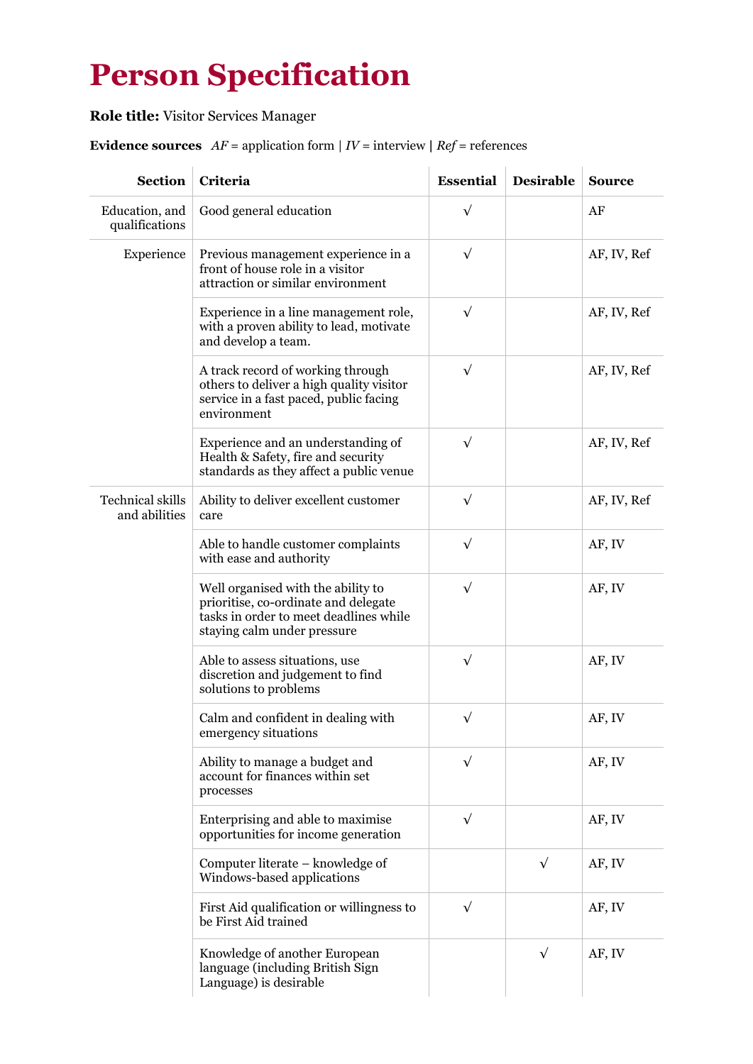# Person Specification

**Role title:** Visitor Services Manager

**Evidence sources** *AF* = application form | *IV* = interview **|** *Ref* = references

| Section | Criteria | Essential | Desirable | Source |
|---|---|---|---|---|
| Education, and qualifications | Good general education | √ | | AF |
| Experience | Previous management experience in a front of house role in a visitor attraction or similar environment | √ | | AF, IV, Ref |
| | Experience in a line management role, with a proven ability to lead, motivate and develop a team. | √ | | AF, IV, Ref |
| | A track record of working through others to deliver a high quality visitor service in a fast paced, public facing environment | √ | | AF, IV, Ref |
| | Experience and an understanding of Health & Safety, fire and security standards as they affect a public venue | √ | | AF, IV, Ref |
| Technical skills and abilities | Ability to deliver excellent customer care | √ | | AF, IV, Ref |
| | Able to handle customer complaints with ease and authority | √ | | AF, IV |
| | Well organised with the ability to prioritise, co-ordinate and delegate tasks in order to meet deadlines while staying calm under pressure | √ | | AF, IV |
| | Able to assess situations, use discretion and judgement to find solutions to problems | √ | | AF, IV |
| | Calm and confident in dealing with emergency situations | √ | | AF, IV |
| | Ability to manage a budget and account for finances within set processes | √ | | AF, IV |
| | Enterprising and able to maximise opportunities for income generation | √ | | AF, IV |
| | Computer literate – knowledge of Windows-based applications | | √ | AF, IV |
| | First Aid qualification or willingness to be First Aid trained | √ | | AF, IV |
| | Knowledge of another European language (including British Sign Language) is desirable | | √ | AF, IV |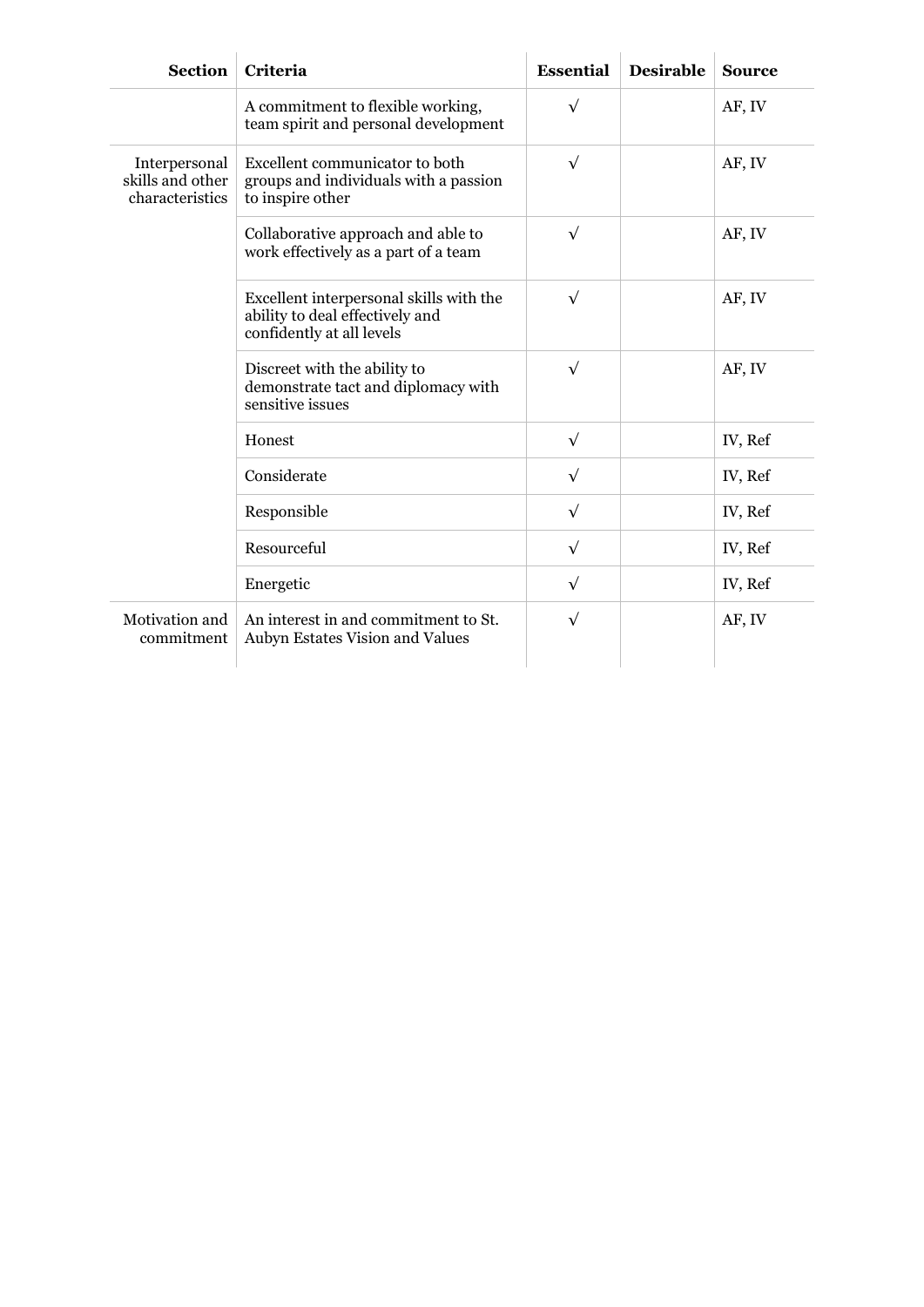| Section | Criteria | Essential | Desirable | Source |
|---|---|---|---|---|
| | A commitment to flexible working, team spirit and personal development | √ | | AF, IV |
| Interpersonal skills and other characteristics | Excellent communicator to both groups and individuals with a passion to inspire other | √ | | AF, IV |
| | Collaborative approach and able to work effectively as a part of a team | √ | | AF, IV |
| | Excellent interpersonal skills with the ability to deal effectively and confidently at all levels | √ | | AF, IV |
| | Discreet with the ability to demonstrate tact and diplomacy with sensitive issues | √ | | AF, IV |
| | Honest | √ | | IV, Ref |
| | Considerate | √ | | IV, Ref |
| | Responsible | √ | | IV, Ref |
| | Resourceful | √ | | IV, Ref |
| | Energetic | √ | | IV, Ref |
| Motivation and commitment | An interest in and commitment to St. Aubyn Estates Vision and Values | √ | | AF, IV |